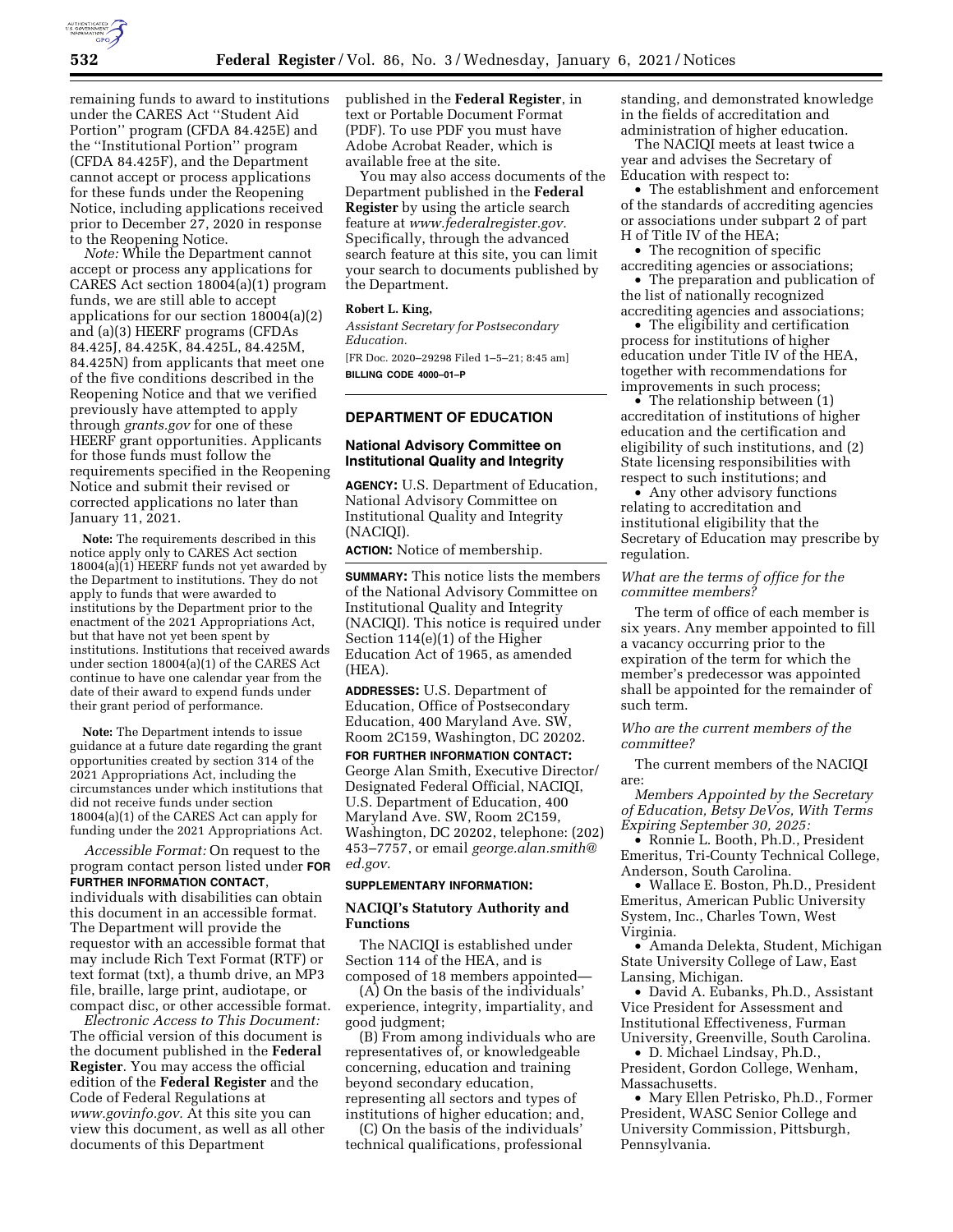remaining funds to award to institutions under the CARES Act ''Student Aid Portion'' program (CFDA 84.425E) and the ''Institutional Portion'' program (CFDA 84.425F), and the Department cannot accept or process applications for these funds under the Reopening Notice, including applications received prior to December 27, 2020 in response to the Reopening Notice.

*Note:* While the Department cannot accept or process any applications for CARES Act section 18004(a)(1) program funds, we are still able to accept applications for our section 18004(a)(2) and (a)(3) HEERF programs (CFDAs 84.425J, 84.425K, 84.425L, 84.425M, 84.425N) from applicants that meet one of the five conditions described in the Reopening Notice and that we verified previously have attempted to apply through *grants.gov* for one of these HEERF grant opportunities. Applicants for those funds must follow the requirements specified in the Reopening Notice and submit their revised or corrected applications no later than January 11, 2021.

**Note:** The requirements described in this notice apply only to CARES Act section 18004(a)(1) HEERF funds not yet awarded by the Department to institutions. They do not apply to funds that were awarded to institutions by the Department prior to the enactment of the 2021 Appropriations Act, but that have not yet been spent by institutions. Institutions that received awards under section 18004(a)(1) of the CARES Act continue to have one calendar year from the date of their award to expend funds under their grant period of performance.

**Note:** The Department intends to issue guidance at a future date regarding the grant opportunities created by section 314 of the 2021 Appropriations Act, including the circumstances under which institutions that did not receive funds under section 18004(a)(1) of the CARES Act can apply for funding under the 2021 Appropriations Act.

*Accessible Format:* On request to the program contact person listed under **FOR FURTHER INFORMATION CONTACT**, individuals with disabilities can obtain this document in an accessible format. The Department will provide the requestor with an accessible format that may include Rich Text Format (RTF) or text format (txt), a thumb drive, an MP3 file, braille, large print, audiotape, or compact disc, or other accessible format.

*Electronic Access to This Document:* The official version of this document is the document published in the **Federal Register**. You may access the official edition of the **Federal Register** and the Code of Federal Regulations at *www.govinfo.gov.* At this site you can view this document, as well as all other documents of this Department published in the **Federal Register**, in text or Portable Document Format (PDF). To use PDF you must have Adobe Acrobat Reader, which is available free at the site.

You may also access documents of the Department published in the **Federal Register** by using the article search feature at *www.federalregister.gov.* Specifically, through the advanced search feature at this site, you can limit your search to documents published by the Department.

**Robert L. King,**

*Assistant Secretary for Postsecondary Education.*

[FR Doc. 2020–29298 Filed 1–5–21; 8:45 am]

**BILLING CODE 4000–01–P**

## DEPARTMENT OF EDUCATION

### National Advisory Committee on Institutional Quality and Integrity

**AGENCY:** U.S. Department of Education, National Advisory Committee on Institutional Quality and Integrity (NACIQI).

**ACTION:** Notice of membership.

**SUMMARY:** This notice lists the members of the National Advisory Committee on Institutional Quality and Integrity (NACIQI). This notice is required under Section 114(e)(1) of the Higher Education Act of 1965, as amended (HEA).

**ADDRESSES:** U.S. Department of Education, Office of Postsecondary Education, 400 Maryland Ave. SW, Room 2C159, Washington, DC 20202.

**FOR FURTHER INFORMATION CONTACT:** George Alan Smith, Executive Director/Designated Federal Official, NACIQI, U.S. Department of Education, 400 Maryland Ave. SW, Room 2C159, Washington, DC 20202, telephone: (202) 453–7757, or email *george.alan.smith@ed.gov.*

**SUPPLEMENTARY INFORMATION:**

### NACIQI's Statutory Authority and Functions

The NACIQI is established under Section 114 of the HEA, and is composed of 18 members appointed—

(A) On the basis of the individuals' experience, integrity, impartiality, and good judgment;

(B) From among individuals who are representatives of, or knowledgeable concerning, education and training beyond secondary education, representing all sectors and types of institutions of higher education; and,

(C) On the basis of the individuals' technical qualifications, professional standing, and demonstrated knowledge in the fields of accreditation and administration of higher education.

The NACIQI meets at least twice a year and advises the Secretary of Education with respect to:

- The establishment and enforcement of the standards of accrediting agencies or associations under subpart 2 of part H of Title IV of the HEA;
- The recognition of specific accrediting agencies or associations;
- The preparation and publication of the list of nationally recognized accrediting agencies and associations;
- The eligibility and certification process for institutions of higher education under Title IV of the HEA, together with recommendations for improvements in such process;
- The relationship between (1) accreditation of institutions of higher education and the certification and eligibility of such institutions, and (2) State licensing responsibilities with respect to such institutions; and
- Any other advisory functions relating to accreditation and institutional eligibility that the Secretary of Education may prescribe by regulation.

*What are the terms of office for the committee members?*

The term of office of each member is six years. Any member appointed to fill a vacancy occurring prior to the expiration of the term for which the member's predecessor was appointed shall be appointed for the remainder of such term.

*Who are the current members of the committee?*

The current members of the NACIQI are:

*Members Appointed by the Secretary of Education, Betsy DeVos, With Terms Expiring September 30, 2025:*

- Ronnie L. Booth, Ph.D., President Emeritus, Tri-County Technical College, Anderson, South Carolina.
- Wallace E. Boston, Ph.D., President Emeritus, American Public University System, Inc., Charles Town, West Virginia.
- Amanda Delekta, Student, Michigan State University College of Law, East Lansing, Michigan.
- David A. Eubanks, Ph.D., Assistant Vice President for Assessment and Institutional Effectiveness, Furman University, Greenville, South Carolina.
- D. Michael Lindsay, Ph.D., President, Gordon College, Wenham, Massachusetts.
- Mary Ellen Petrisko, Ph.D., Former President, WASC Senior College and University Commission, Pittsburgh, Pennsylvania.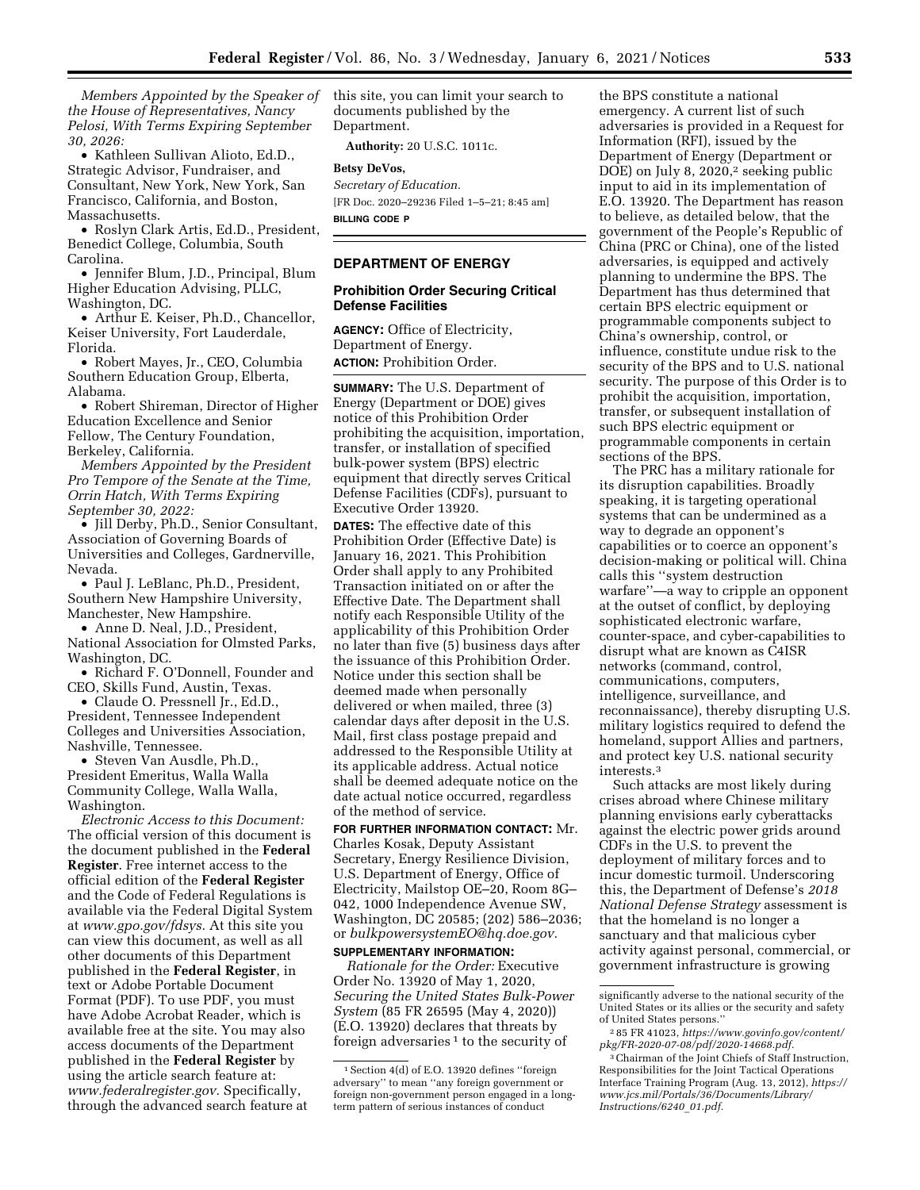*Members Appointed by the Speaker of the House of Representatives, Nancy Pelosi, With Terms Expiring September 30, 2026:*

- Kathleen Sullivan Alioto, Ed.D., Strategic Advisor, Fundraiser, and Consultant, New York, New York, San Francisco, California, and Boston, Massachusetts.
- Roslyn Clark Artis, Ed.D., President, Benedict College, Columbia, South Carolina.
- Jennifer Blum, J.D., Principal, Blum Higher Education Advising, PLLC, Washington, DC.
- Arthur E. Keiser, Ph.D., Chancellor, Keiser University, Fort Lauderdale, Florida.
- Robert Mayes, Jr., CEO, Columbia Southern Education Group, Elberta, Alabama.
- Robert Shireman, Director of Higher Education Excellence and Senior Fellow, The Century Foundation, Berkeley, California.

*Members Appointed by the President Pro Tempore of the Senate at the Time, Orrin Hatch, With Terms Expiring September 30, 2022:*

- Jill Derby, Ph.D., Senior Consultant, Association of Governing Boards of Universities and Colleges, Gardnerville, Nevada.
- Paul J. LeBlanc, Ph.D., President, Southern New Hampshire University, Manchester, New Hampshire.
- Anne D. Neal, J.D., President, National Association for Olmsted Parks, Washington, DC.
- Richard F. O'Donnell, Founder and CEO, Skills Fund, Austin, Texas.
- Claude O. Pressnell Jr., Ed.D., President, Tennessee Independent Colleges and Universities Association, Nashville, Tennessee.
- Steven Van Ausdle, Ph.D., President Emeritus, Walla Walla Community College, Walla Walla, Washington.

*Electronic Access to this Document:* The official version of this document is the document published in the **Federal Register**. Free internet access to the official edition of the **Federal Register** and the Code of Federal Regulations is available via the Federal Digital System at *www.gpo.gov/fdsys*. At this site you can view this document, as well as all other documents of this Department published in the **Federal Register**, in text or Adobe Portable Document Format (PDF). To use PDF, you must have Adobe Acrobat Reader, which is available free at the site. You may also access documents of the Department published in the **Federal Register** by using the article search feature at: *www.federalregister.gov*. Specifically, through the advanced search feature at this site, you can limit your search to documents published by the Department.

**Authority:** 20 U.S.C. 1011c.

**Betsy DeVos,**

*Secretary of Education.*

[FR Doc. 2020–29236 Filed 1–5–21; 8:45 am]

**BILLING CODE P**

## DEPARTMENT OF ENERGY

### Prohibition Order Securing Critical Defense Facilities

**AGENCY:** Office of Electricity, Department of Energy.

**ACTION:** Prohibition Order.

**SUMMARY:** The U.S. Department of Energy (Department or DOE) gives notice of this Prohibition Order prohibiting the acquisition, importation, transfer, or installation of specified bulk-power system (BPS) electric equipment that directly serves Critical Defense Facilities (CDFs), pursuant to Executive Order 13920.

**DATES:** The effective date of this Prohibition Order (Effective Date) is January 16, 2021. This Prohibition Order shall apply to any Prohibited Transaction initiated on or after the Effective Date. The Department shall notify each Responsible Utility of the applicability of this Prohibition Order no later than five (5) business days after the issuance of this Prohibition Order. Notice under this section shall be deemed made when personally delivered or when mailed, three (3) calendar days after deposit in the U.S. Mail, first class postage prepaid and addressed to the Responsible Utility at its applicable address. Actual notice shall be deemed adequate notice on the date actual notice occurred, regardless of the method of service.

**FOR FURTHER INFORMATION CONTACT:** Mr. Charles Kosak, Deputy Assistant Secretary, Energy Resilience Division, U.S. Department of Energy, Office of Electricity, Mailstop OE–20, Room 8G–042, 1000 Independence Avenue SW, Washington, DC 20585; (202) 586–2036; or *bulkpowersystemEO@hq.doe.gov*.

**SUPPLEMENTARY INFORMATION:**

*Rationale for the Order:* Executive Order No. 13920 of May 1, 2020, *Securing the United States Bulk-Power System* (85 FR 26595 (May 4, 2020)) (E.O. 13920) declares that threats by foreign adversaries [1] to the security of the BPS constitute a national emergency. A current list of such adversaries is provided in a Request for Information (RFI), issued by the Department of Energy (Department or DOE) on July 8, 2020,[2] seeking public input to aid in its implementation of E.O. 13920. The Department has reason to believe, as detailed below, that the government of the People's Republic of China (PRC or China), one of the listed adversaries, is equipped and actively planning to undermine the BPS. The Department has thus determined that certain BPS electric equipment or programmable components subject to China's ownership, control, or influence, constitute undue risk to the security of the BPS and to U.S. national security. The purpose of this Order is to prohibit the acquisition, importation, transfer, or subsequent installation of such BPS electric equipment or programmable components in certain sections of the BPS.

The PRC has a military rationale for its disruption capabilities. Broadly speaking, it is targeting operational systems that can be undermined as a way to degrade an opponent's capabilities or to coerce an opponent's decision-making or political will. China calls this ''system destruction warfare''—a way to cripple an opponent at the outset of conflict, by deploying sophisticated electronic warfare, counter-space, and cyber-capabilities to disrupt what are known as C4ISR networks (command, control, communications, computers, intelligence, surveillance, and reconnaissance), thereby disrupting U.S. military logistics required to defend the homeland, support Allies and partners, and protect key U.S. national security interests.[3]

Such attacks are most likely during crises abroad where Chinese military planning envisions early cyberattacks against the electric power grids around CDFs in the U.S. to prevent the deployment of military forces and to incur domestic turmoil. Underscoring this, the Department of Defense's *2018 National Defense Strategy* assessment is that the homeland is no longer a sanctuary and that malicious cyber activity against personal, commercial, or government infrastructure is growing

---

[1] Section 4(d) of E.O. 13920 defines ''foreign adversary'' to mean ''any foreign government or foreign non-government person engaged in a long-term pattern of serious instances of conduct significantly adverse to the national security of the United States or its allies or the security and safety of United States persons.''

[2] 85 FR 41023, *https://www.govinfo.gov/content/pkg/FR-2020-07-08/pdf/2020-14668.pdf*.

[3] Chairman of the Joint Chiefs of Staff Instruction, Responsibilities for the Joint Tactical Operations Interface Training Program (Aug. 13, 2012), *https://www.jcs.mil/Portals/36/Documents/Library/Instructions/6240_01.pdf*.